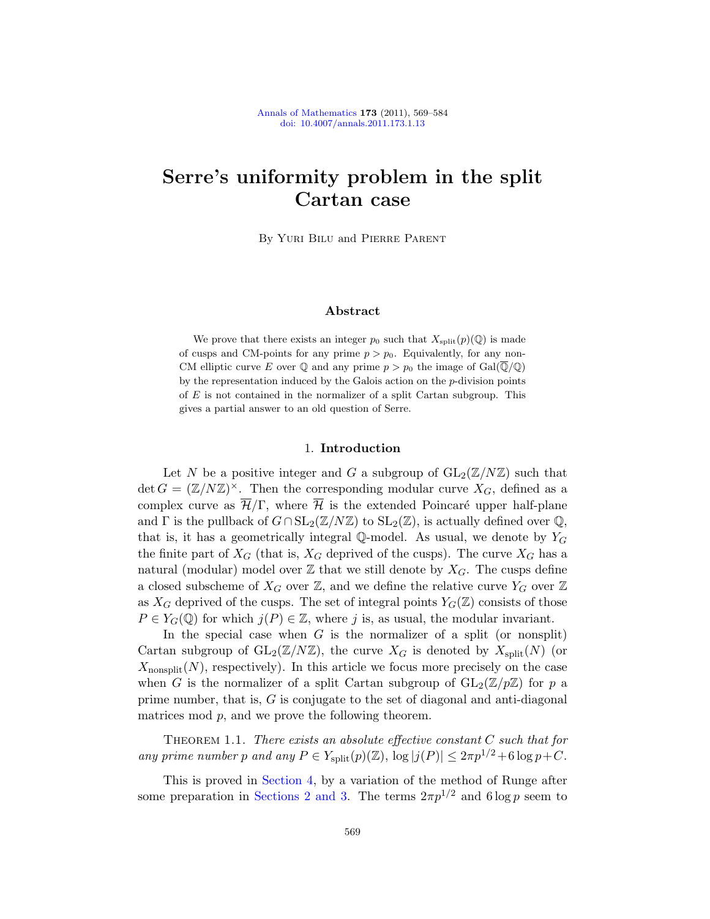# Serre's uniformity problem in the split Cartan case

By Yuri Bilu and Pierre Parent

## Abstract

We prove that there exists an integer $p_0$ such that $X_{\mathrm{split}}(p)(\mathbb{Q})$ is made of cusps and CM-points for any prime $p > p_0$. Equivalently, for any non-CM elliptic curve $E$ over $\mathbb{Q}$ and any prime $p > p_0$ the image of $\mathrm{Gal}(\overline{\mathbb{Q}}/\mathbb{Q})$ by the representation induced by the Galois action on the $p$-division points of $E$ is not contained in the normalizer of a split Cartan subgroup. This gives a partial answer to an old question of Serre.

## 1. Introduction

Let $N$ be a positive integer and $G$ a subgroup of $\mathrm{GL}_2(\mathbb{Z}/N\mathbb{Z})$ such that $\det G = (\mathbb{Z}/N\mathbb{Z})^\times$. Then the corresponding modular curve $X_G$, defined as a complex curve as $\overline{\mathcal{H}}/\Gamma$, where $\overline{\mathcal{H}}$ is the extended Poincaré upper half-plane and $\Gamma$ is the pullback of $G \cap \mathrm{SL}_2(\mathbb{Z}/N\mathbb{Z})$ to $\mathrm{SL}_2(\mathbb{Z})$, is actually defined over $\mathbb{Q}$, that is, it has a geometrically integral $\mathbb{Q}$-model. As usual, we denote by $Y_G$ the finite part of $X_G$ (that is, $X_G$ deprived of the cusps). The curve $X_G$ has a natural (modular) model over $\mathbb{Z}$ that we still denote by $X_G$. The cusps define a closed subscheme of $X_G$ over $\mathbb{Z}$, and we define the relative curve $Y_G$ over $\mathbb{Z}$ as $X_G$ deprived of the cusps. The set of integral points $Y_G(\mathbb{Z})$ consists of those $P \in Y_G(\mathbb{Q})$ for which $j(P) \in \mathbb{Z}$, where $j$ is, as usual, the modular invariant.

In the special case when $G$ is the normalizer of a split (or nonsplit) Cartan subgroup of $\mathrm{GL}_2(\mathbb{Z}/N\mathbb{Z})$, the curve $X_G$ is denoted by $X_{\mathrm{split}}(N)$ (or $X_{\mathrm{nonsplit}}(N)$, respectively). In this article we focus more precisely on the case when $G$ is the normalizer of a split Cartan subgroup of $\mathrm{GL}_2(\mathbb{Z}/p\mathbb{Z})$ for $p$ a prime number, that is, $G$ is conjugate to the set of diagonal and anti-diagonal matrices mod $p$, and we prove the following theorem.

Theorem 1.1. *There exists an absolute effective constant $C$ such that for any prime number $p$ and any $P \in Y_{\mathrm{split}}(p)(\mathbb{Z})$, $\log|j(P)| \leq 2\pi p^{1/2} + 6\log p + C$.*

This is proved in Section 4, by a variation of the method of Runge after some preparation in Sections 2 and 3. The terms $2\pi p^{1/2}$ and $6\log p$ seem to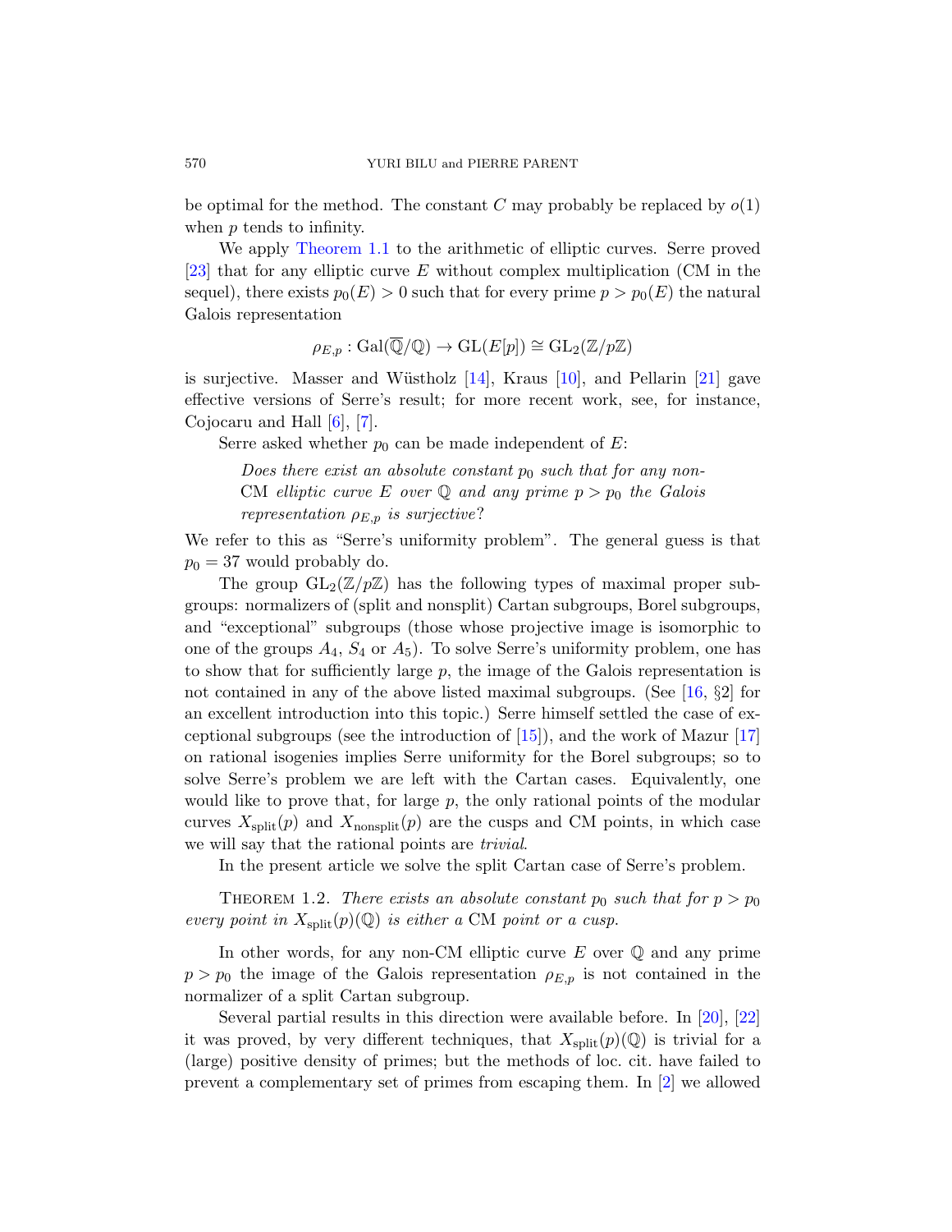be optimal for the method. The constant $C$ may probably be replaced by $o(1)$ when $p$ tends to infinity.

We apply Theorem 1.1 to the arithmetic of elliptic curves. Serre proved [23] that for any elliptic curve $E$ without complex multiplication (CM in the sequel), there exists $p_0(E) > 0$ such that for every prime $p > p_0(E)$ the natural Galois representation

$$\rho_{E,p} : \mathrm{Gal}(\overline{\mathbb{Q}}/\mathbb{Q}) \to \mathrm{GL}(E[p]) \cong \mathrm{GL}_2(\mathbb{Z}/p\mathbb{Z})$$

is surjective. Masser and Wüstholz [14], Kraus [10], and Pellarin [21] gave effective versions of Serre's result; for more recent work, see, for instance, Cojocaru and Hall [6], [7].

Serre asked whether $p_0$ can be made independent of $E$:

> *Does there exist an absolute constant $p_0$ such that for any non-*CM *elliptic curve $E$ over $\mathbb{Q}$ and any prime $p > p_0$ the Galois representation $\rho_{E,p}$ is surjective?*

We refer to this as "Serre's uniformity problem". The general guess is that $p_0 = 37$ would probably do.

The group $\mathrm{GL}_2(\mathbb{Z}/p\mathbb{Z})$ has the following types of maximal proper subgroups: normalizers of (split and nonsplit) Cartan subgroups, Borel subgroups, and "exceptional" subgroups (those whose projective image is isomorphic to one of the groups $A_4$, $S_4$ or $A_5$). To solve Serre's uniformity problem, one has to show that for sufficiently large $p$, the image of the Galois representation is not contained in any of the above listed maximal subgroups. (See [16, §2] for an excellent introduction into this topic.) Serre himself settled the case of exceptional subgroups (see the introduction of [15]), and the work of Mazur [17] on rational isogenies implies Serre uniformity for the Borel subgroups; so to solve Serre's problem we are left with the Cartan cases. Equivalently, one would like to prove that, for large $p$, the only rational points of the modular curves $X_{\mathrm{split}}(p)$ and $X_{\mathrm{nonsplit}}(p)$ are the cusps and CM points, in which case we will say that the rational points are *trivial*.

In the present article we solve the split Cartan case of Serre's problem.

THEOREM 1.2. *There exists an absolute constant $p_0$ such that for $p > p_0$ every point in $X_{\mathrm{split}}(p)(\mathbb{Q})$ is either a* CM *point or a cusp.*

In other words, for any non-CM elliptic curve $E$ over $\mathbb{Q}$ and any prime $p > p_0$ the image of the Galois representation $\rho_{E,p}$ is not contained in the normalizer of a split Cartan subgroup.

Several partial results in this direction were available before. In [20], [22] it was proved, by very different techniques, that $X_{\mathrm{split}}(p)(\mathbb{Q})$ is trivial for a (large) positive density of primes; but the methods of loc. cit. have failed to prevent a complementary set of primes from escaping them. In [2] we allowed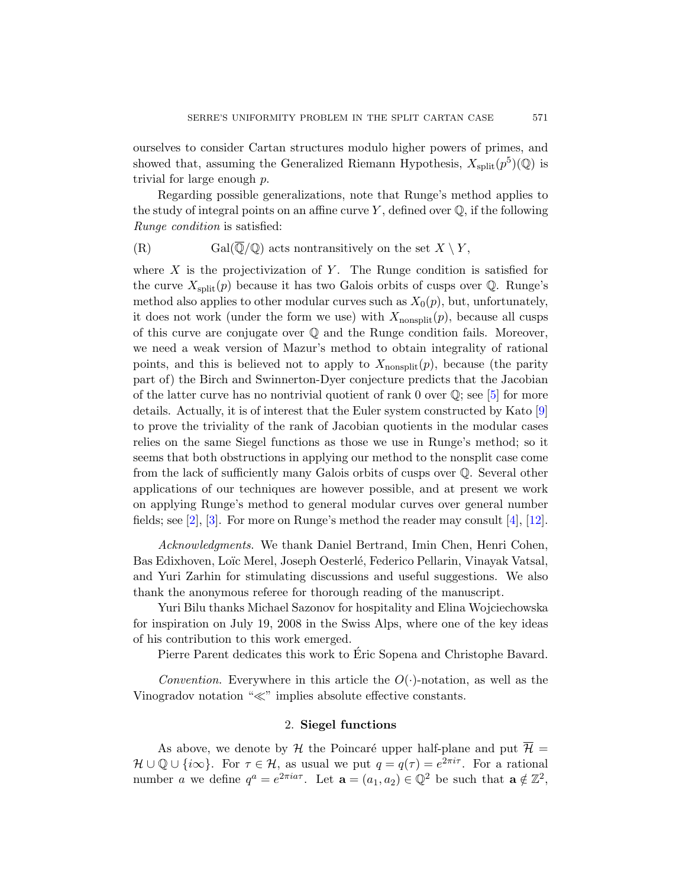ourselves to consider Cartan structures modulo higher powers of primes, and showed that, assuming the Generalized Riemann Hypothesis, $X_{\text{split}}(p^5)(\mathbb{Q})$ is trivial for large enough $p$.

Regarding possible generalizations, note that Runge's method applies to the study of integral points on an affine curve $Y$, defined over $\mathbb{Q}$, if the following *Runge condition* is satisfied:

$$\text{(R)} \qquad \text{Gal}(\overline{\mathbb{Q}}/\mathbb{Q}) \text{ acts nontransitively on the set } X \setminus Y,$$

where $X$ is the projectivization of $Y$. The Runge condition is satisfied for the curve $X_{\text{split}}(p)$ because it has two Galois orbits of cusps over $\mathbb{Q}$. Runge's method also applies to other modular curves such as $X_0(p)$, but, unfortunately, it does not work (under the form we use) with $X_{\text{nonsplit}}(p)$, because all cusps of this curve are conjugate over $\mathbb{Q}$ and the Runge condition fails. Moreover, we need a weak version of Mazur's method to obtain integrality of rational points, and this is believed not to apply to $X_{\text{nonsplit}}(p)$, because (the parity part of) the Birch and Swinnerton-Dyer conjecture predicts that the Jacobian of the latter curve has no nontrivial quotient of rank 0 over $\mathbb{Q}$; see [5] for more details. Actually, it is of interest that the Euler system constructed by Kato [9] to prove the triviality of the rank of Jacobian quotients in the modular cases relies on the same Siegel functions as those we use in Runge's method; so it seems that both obstructions in applying our method to the nonsplit case come from the lack of sufficiently many Galois orbits of cusps over $\mathbb{Q}$. Several other applications of our techniques are however possible, and at present we work on applying Runge's method to general modular curves over general number fields; see [2], [3]. For more on Runge's method the reader may consult [4], [12].

*Acknowledgments.* We thank Daniel Bertrand, Imin Chen, Henri Cohen, Bas Edixhoven, Loïc Merel, Joseph Oesterlé, Federico Pellarin, Vinayak Vatsal, and Yuri Zarhin for stimulating discussions and useful suggestions. We also thank the anonymous referee for thorough reading of the manuscript.

Yuri Bilu thanks Michael Sazonov for hospitality and Elina Wojciechowska for inspiration on July 19, 2008 in the Swiss Alps, where one of the key ideas of his contribution to this work emerged.

Pierre Parent dedicates this work to Éric Sopena and Christophe Bavard.

*Convention.* Everywhere in this article the $O(\cdot)$-notation, as well as the Vinogradov notation "$\ll$" implies absolute effective constants.

## 2. Siegel functions

As above, we denote by $\mathcal{H}$ the Poincaré upper half-plane and put $\overline{\mathcal{H}} = \mathcal{H} \cup \mathbb{Q} \cup \{i\infty\}$. For $\tau \in \mathcal{H}$, as usual we put $q = q(\tau) = e^{2\pi i \tau}$. For a rational number $a$ we define $q^a = e^{2\pi i a \tau}$. Let $\mathbf{a} = (a_1, a_2) \in \mathbb{Q}^2$ be such that $\mathbf{a} \notin \mathbb{Z}^2$,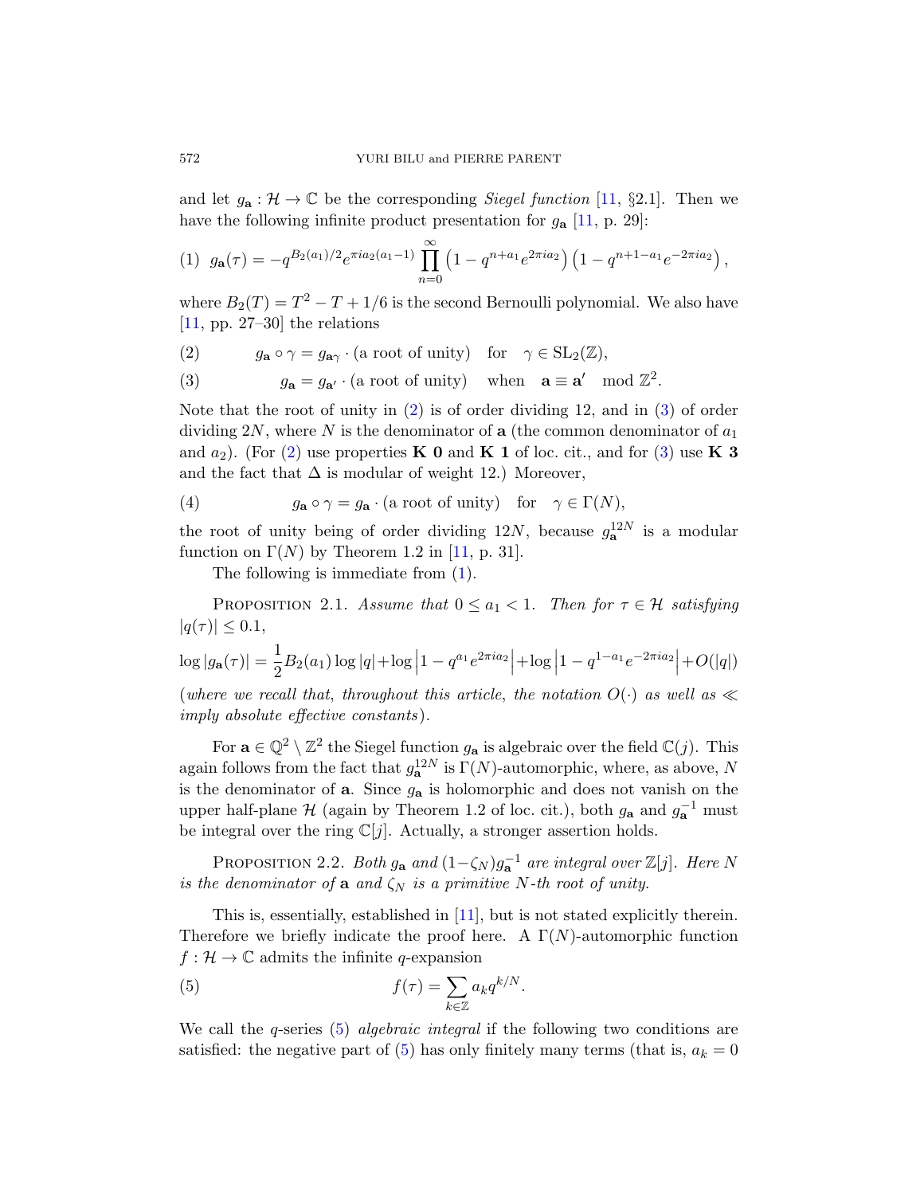and let $g_{\mathbf{a}} : \mathcal{H} \to \mathbb{C}$ be the corresponding *Siegel function* [11, §2.1]. Then we have the following infinite product presentation for $g_{\mathbf{a}}$ [11, p. 29]:

$$g_{\mathbf{a}}(\tau) = -q^{B_2(a_1)/2} e^{\pi i a_2(a_1-1)} \prod_{n=0}^{\infty} \left(1 - q^{n+a_1} e^{2\pi i a_2}\right)\left(1 - q^{n+1-a_1} e^{-2\pi i a_2}\right), \tag{1}$$

where $B_2(T) = T^2 - T + 1/6$ is the second Bernoulli polynomial. We also have [11, pp. 27–30] the relations

$$g_{\mathbf{a}} \circ \gamma = g_{\mathbf{a}\gamma} \cdot (\text{a root of unity}) \quad \text{for} \quad \gamma \in \mathrm{SL}_2(\mathbb{Z}), \tag{2}$$

$$g_{\mathbf{a}} = g_{\mathbf{a}'} \cdot (\text{a root of unity}) \quad \text{when} \quad \mathbf{a} \equiv \mathbf{a}' \mod \mathbb{Z}^2. \tag{3}$$

Note that the root of unity in (2) is of order dividing 12, and in (3) of order dividing $2N$, where $N$ is the denominator of $\mathbf{a}$ (the common denominator of $a_1$ and $a_2$). (For (2) use properties **K 0** and **K 1** of loc. cit., and for (3) use **K 3** and the fact that $\Delta$ is modular of weight 12.) Moreover,

$$g_{\mathbf{a}} \circ \gamma = g_{\mathbf{a}} \cdot (\text{a root of unity}) \quad \text{for} \quad \gamma \in \Gamma(N), \tag{4}$$

the root of unity being of order dividing $12N$, because $g_{\mathbf{a}}^{12N}$ is a modular function on $\Gamma(N)$ by Theorem 1.2 in [11, p. 31].

The following is immediate from (1).

Proposition 2.1. *Assume that $0 \le a_1 < 1$. Then for $\tau \in \mathcal{H}$ satisfying $|q(\tau)| \le 0.1$,*

$$\log|g_{\mathbf{a}}(\tau)| = \frac{1}{2} B_2(a_1)\log|q| + \log\left|1 - q^{a_1} e^{2\pi i a_2}\right| + \log\left|1 - q^{1-a_1} e^{-2\pi i a_2}\right| + O(|q|)$$

(*where we recall that, throughout this article, the notation $O(\cdot)$ as well as $\ll$ imply absolute effective constants*).

For $\mathbf{a} \in \mathbb{Q}^2 \setminus \mathbb{Z}^2$ the Siegel function $g_{\mathbf{a}}$ is algebraic over the field $\mathbb{C}(j)$. This again follows from the fact that $g_{\mathbf{a}}^{12N}$ is $\Gamma(N)$-automorphic, where, as above, $N$ is the denominator of $\mathbf{a}$. Since $g_{\mathbf{a}}$ is holomorphic and does not vanish on the upper half-plane $\mathcal{H}$ (again by Theorem 1.2 of loc. cit.), both $g_{\mathbf{a}}$ and $g_{\mathbf{a}}^{-1}$ must be integral over the ring $\mathbb{C}[j]$. Actually, a stronger assertion holds.

Proposition 2.2. *Both $g_{\mathbf{a}}$ and $(1-\zeta_N)g_{\mathbf{a}}^{-1}$ are integral over $\mathbb{Z}[j]$. Here $N$ is the denominator of $\mathbf{a}$ and $\zeta_N$ is a primitive $N$-th root of unity.*

This is, essentially, established in [11], but is not stated explicitly therein. Therefore we briefly indicate the proof here. A $\Gamma(N)$-automorphic function $f : \mathcal{H} \to \mathbb{C}$ admits the infinite $q$-expansion

$$f(\tau) = \sum_{k \in \mathbb{Z}} a_k q^{k/N}. \tag{5}$$

We call the $q$-series (5) *algebraic integral* if the following two conditions are satisfied: the negative part of (5) has only finitely many terms (that is, $a_k = 0$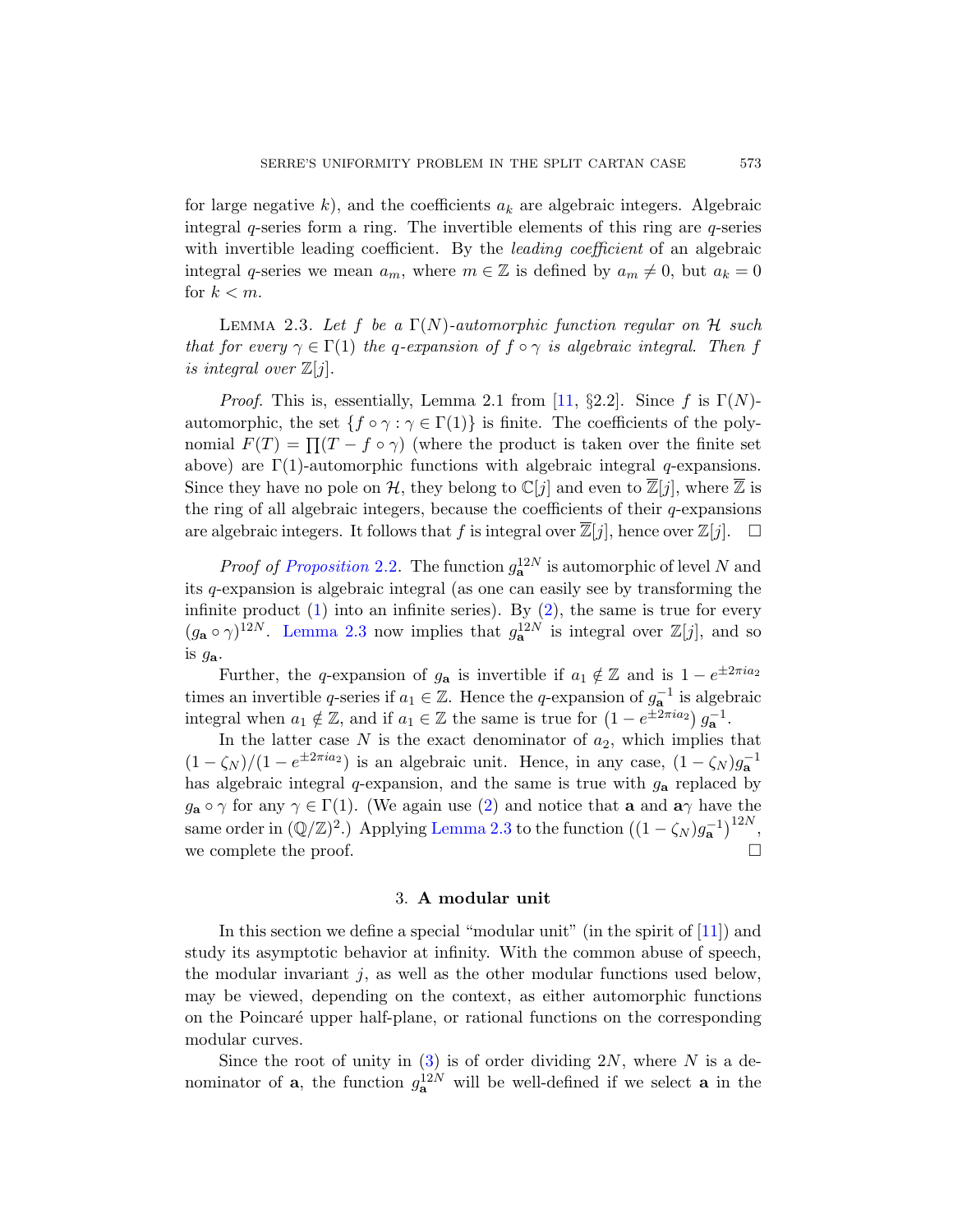for large negative $k$), and the coefficients $a_k$ are algebraic integers. Algebraic integral $q$-series form a ring. The invertible elements of this ring are $q$-series with invertible leading coefficient. By the *leading coefficient* of an algebraic integral $q$-series we mean $a_m$, where $m \in \mathbb{Z}$ is defined by $a_m \neq 0$, but $a_k = 0$ for $k < m$.

LEMMA 2.3. *Let $f$ be a $\Gamma(N)$-automorphic function regular on $\mathcal{H}$ such that for every $\gamma \in \Gamma(1)$ the $q$-expansion of $f \circ \gamma$ is algebraic integral. Then $f$ is integral over $\mathbb{Z}[j]$.*

*Proof.* This is, essentially, Lemma 2.1 from [11, §2.2]. Since $f$ is $\Gamma(N)$-automorphic, the set $\{f \circ \gamma : \gamma \in \Gamma(1)\}$ is finite. The coefficients of the polynomial $F(T) = \prod (T - f \circ \gamma)$ (where the product is taken over the finite set above) are $\Gamma(1)$-automorphic functions with algebraic integral $q$-expansions. Since they have no pole on $\mathcal{H}$, they belong to $\mathbb{C}[j]$ and even to $\overline{\mathbb{Z}}[j]$, where $\overline{\mathbb{Z}}$ is the ring of all algebraic integers, because the coefficients of their $q$-expansions are algebraic integers. It follows that $f$ is integral over $\overline{\mathbb{Z}}[j]$, hence over $\mathbb{Z}[j]$. $\square$

*Proof of Proposition 2.2.* The function $g_{\mathbf{a}}^{12N}$ is automorphic of level $N$ and its $q$-expansion is algebraic integral (as one can easily see by transforming the infinite product (1) into an infinite series). By (2), the same is true for every $(g_{\mathbf{a}} \circ \gamma)^{12N}$. Lemma 2.3 now implies that $g_{\mathbf{a}}^{12N}$ is integral over $\mathbb{Z}[j]$, and so is $g_{\mathbf{a}}$.

Further, the $q$-expansion of $g_{\mathbf{a}}$ is invertible if $a_1 \notin \mathbb{Z}$ and is $1 - e^{\pm 2\pi i a_2}$ times an invertible $q$-series if $a_1 \in \mathbb{Z}$. Hence the $q$-expansion of $g_{\mathbf{a}}^{-1}$ is algebraic integral when $a_1 \notin \mathbb{Z}$, and if $a_1 \in \mathbb{Z}$ the same is true for $\left(1 - e^{\pm 2\pi i a_2}\right) g_{\mathbf{a}}^{-1}$.

In the latter case $N$ is the exact denominator of $a_2$, which implies that $(1 - \zeta_N)/(1 - e^{\pm 2\pi i a_2})$ is an algebraic unit. Hence, in any case, $(1 - \zeta_N) g_{\mathbf{a}}^{-1}$ has algebraic integral $q$-expansion, and the same is true with $g_{\mathbf{a}}$ replaced by $g_{\mathbf{a}} \circ \gamma$ for any $\gamma \in \Gamma(1)$. (We again use (2) and notice that $\mathbf{a}$ and $\mathbf{a}\gamma$ have the same order in $(\mathbb{Q}/\mathbb{Z})^2$.) Applying Lemma 2.3 to the function $\left((1 - \zeta_N) g_{\mathbf{a}}^{-1}\right)^{12N}$, we complete the proof. $\square$

## 3. A modular unit

In this section we define a special "modular unit" (in the spirit of [11]) and study its asymptotic behavior at infinity. With the common abuse of speech, the modular invariant $j$, as well as the other modular functions used below, may be viewed, depending on the context, as either automorphic functions on the Poincaré upper half-plane, or rational functions on the corresponding modular curves.

Since the root of unity in (3) is of order dividing $2N$, where $N$ is a denominator of $\mathbf{a}$, the function $g_{\mathbf{a}}^{12N}$ will be well-defined if we select $\mathbf{a}$ in the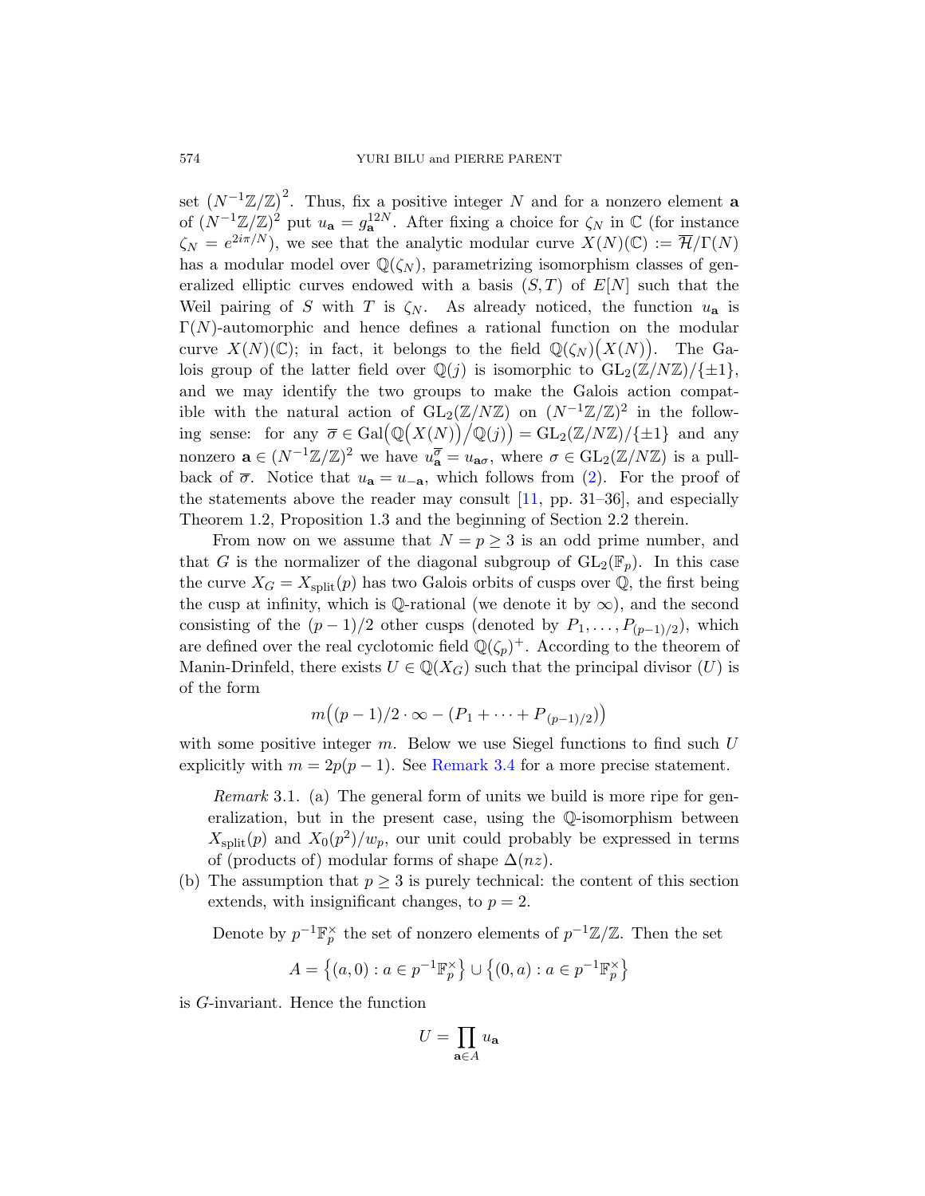set $\left(N^{-1}\mathbb{Z}/\mathbb{Z}\right)^2$. Thus, fix a positive integer $N$ and for a nonzero element $\mathbf{a}$ of $(N^{-1}\mathbb{Z}/\mathbb{Z})^2$ put $u_{\mathbf{a}} = g_{\mathbf{a}}^{12N}$. After fixing a choice for $\zeta_N$ in $\mathbb{C}$ (for instance $\zeta_N = e^{2i\pi/N}$), we see that the analytic modular curve $X(N)(\mathbb{C}) := \overline{\mathcal{H}}/\Gamma(N)$ has a modular model over $\mathbb{Q}(\zeta_N)$, parametrizing isomorphism classes of generalized elliptic curves endowed with a basis $(S,T)$ of $E[N]$ such that the Weil pairing of $S$ with $T$ is $\zeta_N$. As already noticed, the function $u_{\mathbf{a}}$ is $\Gamma(N)$-automorphic and hence defines a rational function on the modular curve $X(N)(\mathbb{C})$; in fact, it belongs to the field $\mathbb{Q}(\zeta_N)\big(X(N)\big)$. The Galois group of the latter field over $\mathbb{Q}(j)$ is isomorphic to $\mathrm{GL}_2(\mathbb{Z}/N\mathbb{Z})/\{\pm 1\}$, and we may identify the two groups to make the Galois action compatible with the natural action of $\mathrm{GL}_2(\mathbb{Z}/N\mathbb{Z})$ on $(N^{-1}\mathbb{Z}/\mathbb{Z})^2$ in the following sense: for any $\overline{\sigma} \in \mathrm{Gal}\big(\mathbb{Q}\big(X(N)\big)\big/\mathbb{Q}(j)\big) = \mathrm{GL}_2(\mathbb{Z}/N\mathbb{Z})/\{\pm 1\}$ and any nonzero $\mathbf{a} \in (N^{-1}\mathbb{Z}/\mathbb{Z})^2$ we have $u_{\mathbf{a}}^{\overline{\sigma}} = u_{\mathbf{a}\sigma}$, where $\sigma \in \mathrm{GL}_2(\mathbb{Z}/N\mathbb{Z})$ is a pullback of $\overline{\sigma}$. Notice that $u_{\mathbf{a}} = u_{-\mathbf{a}}$, which follows from (2). For the proof of the statements above the reader may consult [11, pp. 31–36], and especially Theorem 1.2, Proposition 1.3 and the beginning of Section 2.2 therein.

From now on we assume that $N = p \geq 3$ is an odd prime number, and that $G$ is the normalizer of the diagonal subgroup of $\mathrm{GL}_2(\mathbb{F}_p)$. In this case the curve $X_G = X_{\mathrm{split}}(p)$ has two Galois orbits of cusps over $\mathbb{Q}$, the first being the cusp at infinity, which is $\mathbb{Q}$-rational (we denote it by $\infty$), and the second consisting of the $(p-1)/2$ other cusps (denoted by $P_1, \ldots, P_{(p-1)/2}$), which are defined over the real cyclotomic field $\mathbb{Q}(\zeta_p)^+$. According to the theorem of Manin-Drinfeld, there exists $U \in \mathbb{Q}(X_G)$ such that the principal divisor $(U)$ is of the form

$$m\big((p-1)/2 \cdot \infty - (P_1 + \cdots + P_{(p-1)/2})\big)$$

with some positive integer $m$. Below we use Siegel functions to find such $U$ explicitly with $m = 2p(p-1)$. See Remark 3.4 for a more precise statement.

*Remark* 3.1. (a) The general form of units we build is more ripe for generalization, but in the present case, using the $\mathbb{Q}$-isomorphism between $X_{\mathrm{split}}(p)$ and $X_0(p^2)/w_p$, our unit could probably be expressed in terms of (products of) modular forms of shape $\Delta(nz)$.

(b) The assumption that $p \geq 3$ is purely technical: the content of this section extends, with insignificant changes, to $p = 2$.

Denote by $p^{-1}\mathbb{F}_p^\times$ the set of nonzero elements of $p^{-1}\mathbb{Z}/\mathbb{Z}$. Then the set

$$A = \big\{(a, 0) : a \in p^{-1}\mathbb{F}_p^\times\big\} \cup \big\{(0, a) : a \in p^{-1}\mathbb{F}_p^\times\big\}$$

is $G$-invariant. Hence the function

$$U = \prod_{\mathbf{a} \in A} u_{\mathbf{a}}$$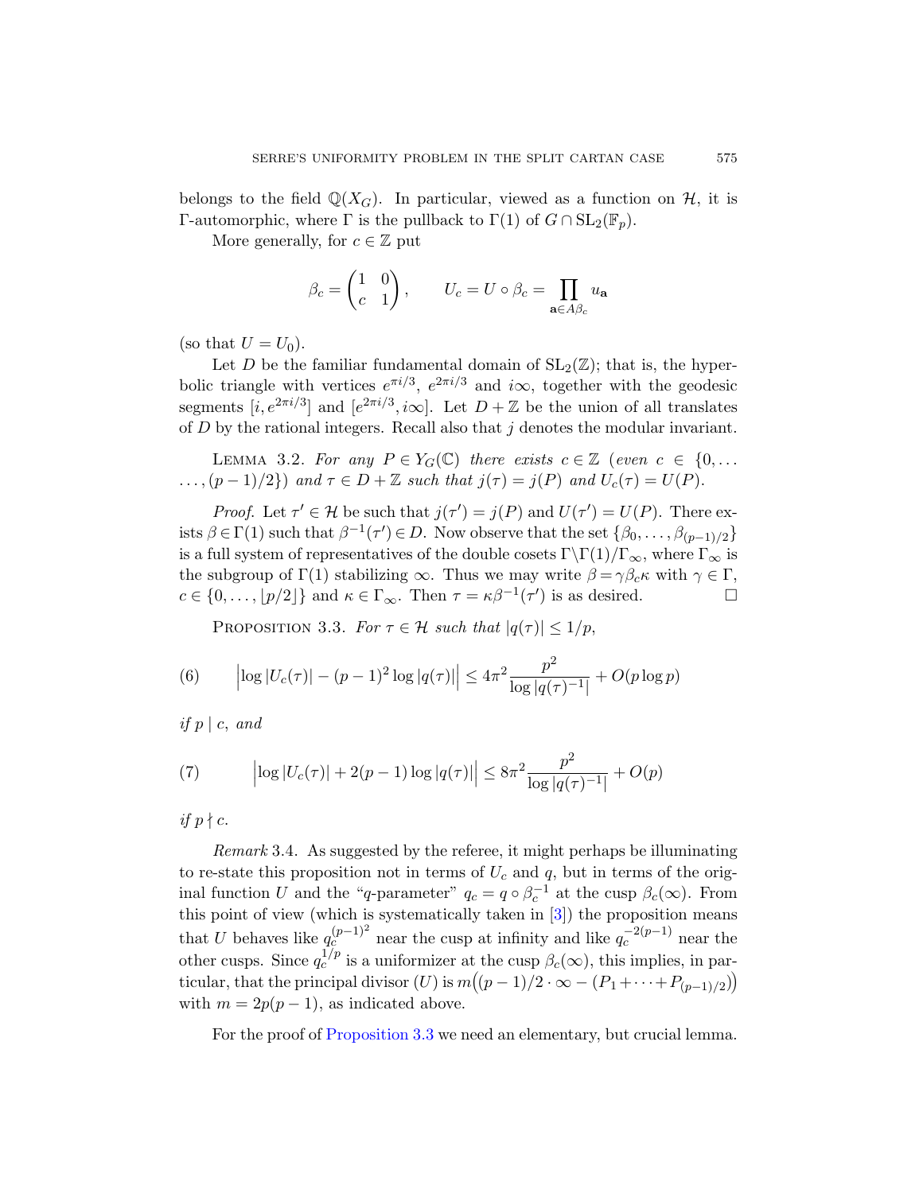belongs to the field $\mathbb{Q}(X_G)$. In particular, viewed as a function on $\mathcal{H}$, it is $\Gamma$-automorphic, where $\Gamma$ is the pullback to $\Gamma(1)$ of $G \cap \mathrm{SL}_2(\mathbb{F}_p)$.

More generally, for $c \in \mathbb{Z}$ put

$$\beta_c = \begin{pmatrix} 1 & 0 \\ c & 1 \end{pmatrix}, \qquad U_c = U \circ \beta_c = \prod_{\mathbf{a} \in A\beta_c} u_{\mathbf{a}}$$

(so that $U = U_0$).

Let $D$ be the familiar fundamental domain of $\mathrm{SL}_2(\mathbb{Z})$; that is, the hyperbolic triangle with vertices $e^{\pi i/3}$, $e^{2\pi i/3}$ and $i\infty$, together with the geodesic segments $[i, e^{2\pi i/3}]$ and $[e^{2\pi i/3}, i\infty]$. Let $D + \mathbb{Z}$ be the union of all translates of $D$ by the rational integers. Recall also that $j$ denotes the modular invariant.

Lemma 3.2. *For any $P \in Y_G(\mathbb{C})$ there exists $c \in \mathbb{Z}$ (even $c \in \{0, \ldots, (p-1)/2\}$) and $\tau \in D + \mathbb{Z}$ such that $j(\tau) = j(P)$ and $U_c(\tau) = U(P)$.*

*Proof.* Let $\tau' \in \mathcal{H}$ be such that $j(\tau') = j(P)$ and $U(\tau') = U(P)$. There exists $\beta \in \Gamma(1)$ such that $\beta^{-1}(\tau') \in D$. Now observe that the set $\{\beta_0, \ldots, \beta_{(p-1)/2}\}$ is a full system of representatives of the double cosets $\Gamma \backslash \Gamma(1)/\Gamma_\infty$, where $\Gamma_\infty$ is the subgroup of $\Gamma(1)$ stabilizing $\infty$. Thus we may write $\beta = \gamma\beta_c\kappa$ with $\gamma \in \Gamma$, $c \in \{0, \ldots, \lfloor p/2 \rfloor\}$ and $\kappa \in \Gamma_\infty$. Then $\tau = \kappa\beta^{-1}(\tau')$ is as desired. $\square$

Proposition 3.3. *For $\tau \in \mathcal{H}$ such that $|q(\tau)| \le 1/p$,*

$$\left|\log|U_c(\tau)| - (p-1)^2 \log|q(\tau)|\right| \le 4\pi^2 \frac{p^2}{\log|q(\tau)^{-1}|} + O(p \log p) \tag{6}$$

*if $p \mid c$, and*

$$\left|\log|U_c(\tau)| + 2(p-1) \log|q(\tau)|\right| \le 8\pi^2 \frac{p^2}{\log|q(\tau)^{-1}|} + O(p) \tag{7}$$

*if $p \nmid c$.*

*Remark* 3.4. As suggested by the referee, it might perhaps be illuminating to re-state this proposition not in terms of $U_c$ and $q$, but in terms of the original function $U$ and the "$q$-parameter" $q_c = q \circ \beta_c^{-1}$ at the cusp $\beta_c(\infty)$. From this point of view (which is systematically taken in [3]) the proposition means that $U$ behaves like $q_c^{(p-1)^2}$ near the cusp at infinity and like $q_c^{-2(p-1)}$ near the other cusps. Since $q_c^{1/p}$ is a uniformizer at the cusp $\beta_c(\infty)$, this implies, in particular, that the principal divisor $(U)$ is $m\big((p-1)/2 \cdot \infty - (P_1 + \cdots + P_{(p-1)/2})\big)$ with $m = 2p(p-1)$, as indicated above.

For the proof of Proposition 3.3 we need an elementary, but crucial lemma.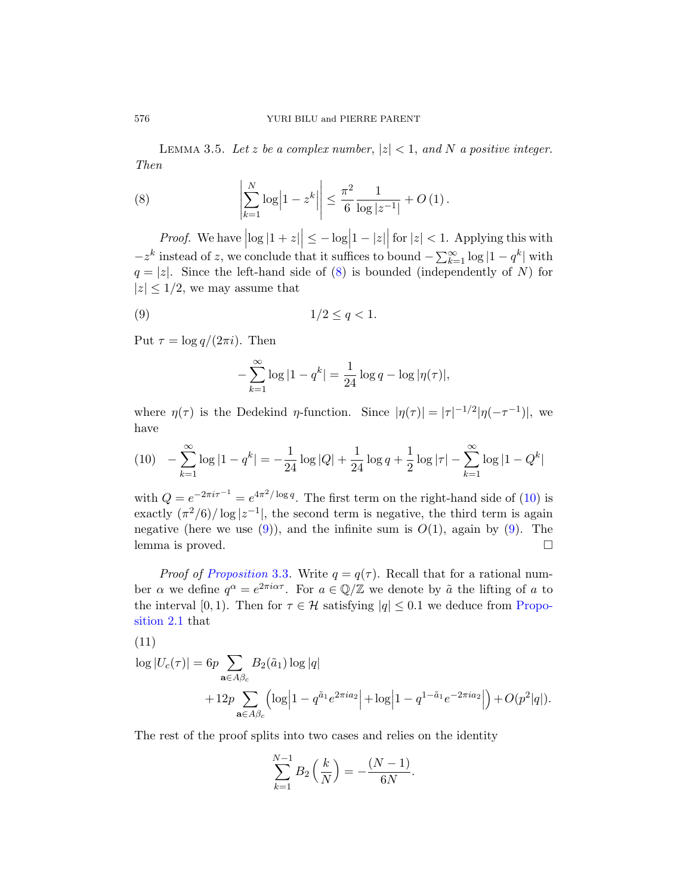LEMMA 3.5. *Let $z$ be a complex number, $|z|<1$, and $N$ a positive integer. Then*

$$\left|\sum_{k=1}^{N}\log\left|1-z^k\right|\right| \le \frac{\pi^2}{6}\frac{1}{\log|z^{-1}|}+O(1)\,. \tag{8}$$

*Proof.* We have $\left|\log|1+z|\right| \le -\log\left|1-|z|\right|$ for $|z|<1$. Applying this with $-z^k$ instead of $z$, we conclude that it suffices to bound $-\sum_{k=1}^{\infty}\log|1-q^k|$ with $q=|z|$. Since the left-hand side of (8) is bounded (independently of $N$) for $|z|\le 1/2$, we may assume that

$$1/2 \le q < 1. \tag{9}$$

Put $\tau = \log q/(2\pi i)$. Then

$$-\sum_{k=1}^{\infty}\log|1-q^k| = \frac{1}{24}\log q - \log|\eta(\tau)|,$$

where $\eta(\tau)$ is the Dedekind $\eta$-function. Since $|\eta(\tau)| = |\tau|^{-1/2}|\eta(-\tau^{-1})|$, we have

$$-\sum_{k=1}^{\infty}\log|1-q^k| = -\frac{1}{24}\log|Q| + \frac{1}{24}\log q + \frac{1}{2}\log|\tau| - \sum_{k=1}^{\infty}\log|1-Q^k| \tag{10}$$

with $Q = e^{-2\pi i\tau^{-1}} = e^{4\pi^2/\log q}$. The first term on the right-hand side of (10) is exactly $(\pi^2/6)/\log|z^{-1}|$, the second term is negative, the third term is again negative (here we use (9)), and the infinite sum is $O(1)$, again by (9). The lemma is proved. $\square$

*Proof of Proposition 3.3.* Write $q=q(\tau)$. Recall that for a rational number $\alpha$ we define $q^\alpha = e^{2\pi i\alpha\tau}$. For $a\in\mathbb{Q}/\mathbb{Z}$ we denote by $\tilde{a}$ the lifting of $a$ to the interval $[0,1)$. Then for $\tau\in\mathcal{H}$ satisfying $|q|\le 0.1$ we deduce from Proposition 2.1 that

$$\begin{aligned}\log|U_c(\tau)| &= 6p\sum_{\mathbf{a}\in A\beta_c} B_2(\tilde{a}_1)\log|q| \\ &\quad + 12p\sum_{\mathbf{a}\in A\beta_c}\left(\log\left|1-q^{\tilde{a}_1}e^{2\pi i a_2}\right| + \log\left|1-q^{1-\tilde{a}_1}e^{-2\pi i a_2}\right|\right) + O(p^2|q|).\end{aligned} \tag{11}$$

The rest of the proof splits into two cases and relies on the identity

$$\sum_{k=1}^{N-1} B_2\left(\frac{k}{N}\right) = -\frac{(N-1)}{6N}.$$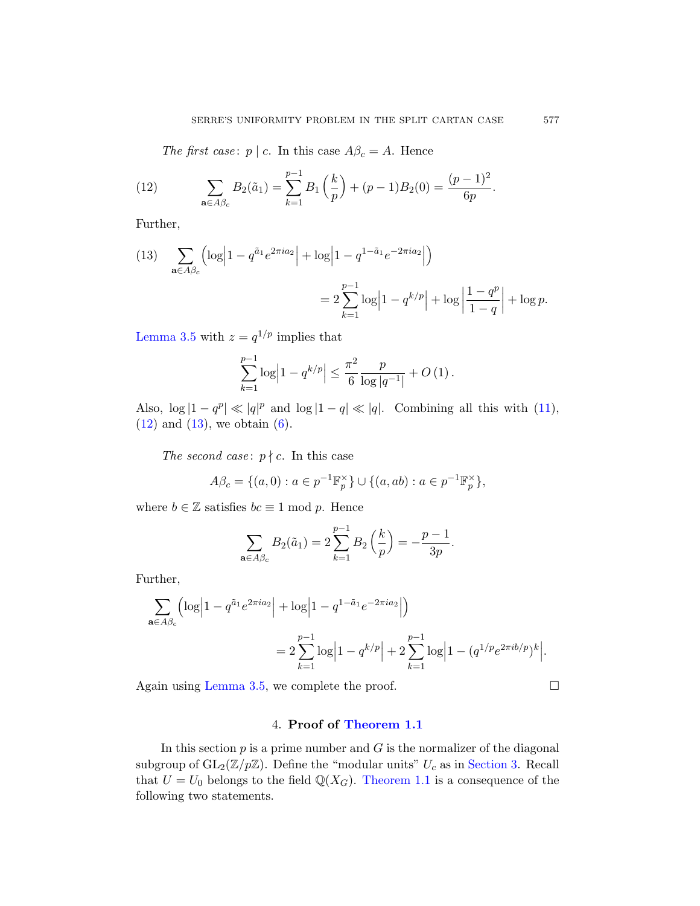*The first case*: $p \mid c$. In this case $A\beta_c = A$. Hence

$$\sum_{\mathbf{a}\in A\beta_c} B_2(\tilde{a}_1) = \sum_{k=1}^{p-1} B_1\left(\frac{k}{p}\right) + (p-1)B_2(0) = \frac{(p-1)^2}{6p}. \tag{12}$$

Further,

$$\sum_{\mathbf{a}\in A\beta_c} \left(\log\left|1 - q^{\tilde{a}_1}e^{2\pi i a_2}\right| + \log\left|1 - q^{1-\tilde{a}_1}e^{-2\pi i a_2}\right|\right)$$
$$= 2\sum_{k=1}^{p-1}\log\left|1 - q^{k/p}\right| + \log\left|\frac{1-q^p}{1-q}\right| + \log p. \tag{13}$$

Lemma 3.5 with $z = q^{1/p}$ implies that

$$\sum_{k=1}^{p-1}\log\left|1 - q^{k/p}\right| \leq \frac{\pi^2}{6}\frac{p}{\log|q^{-1}|} + O(1).$$

Also, $\log|1-q^p| \ll |q|^p$ and $\log|1-q| \ll |q|$. Combining all this with (11), (12) and (13), we obtain (6).

*The second case*: $p \nmid c$. In this case

$$A\beta_c = \{(a,0) : a \in p^{-1}\mathbb{F}_p^\times\} \cup \{(a,ab) : a \in p^{-1}\mathbb{F}_p^\times\},$$

where $b \in \mathbb{Z}$ satisfies $bc \equiv 1 \bmod p$. Hence

$$\sum_{\mathbf{a}\in A\beta_c} B_2(\tilde{a}_1) = 2\sum_{k=1}^{p-1} B_2\left(\frac{k}{p}\right) = -\frac{p-1}{3p}.$$

Further,

$$\sum_{\mathbf{a}\in A\beta_c} \left(\log\left|1 - q^{\tilde{a}_1}e^{2\pi i a_2}\right| + \log\left|1 - q^{1-\tilde{a}_1}e^{-2\pi i a_2}\right|\right)$$
$$= 2\sum_{k=1}^{p-1}\log\left|1 - q^{k/p}\right| + 2\sum_{k=1}^{p-1}\log\left|1 - (q^{1/p}e^{2\pi i b/p})^k\right|.$$

Again using Lemma 3.5, we complete the proof. $\square$

## 4. Proof of Theorem 1.1

In this section $p$ is a prime number and $G$ is the normalizer of the diagonal subgroup of $\mathrm{GL}_2(\mathbb{Z}/p\mathbb{Z})$. Define the "modular units" $U_c$ as in Section 3. Recall that $U = U_0$ belongs to the field $\mathbb{Q}(X_G)$. Theorem 1.1 is a consequence of the following two statements.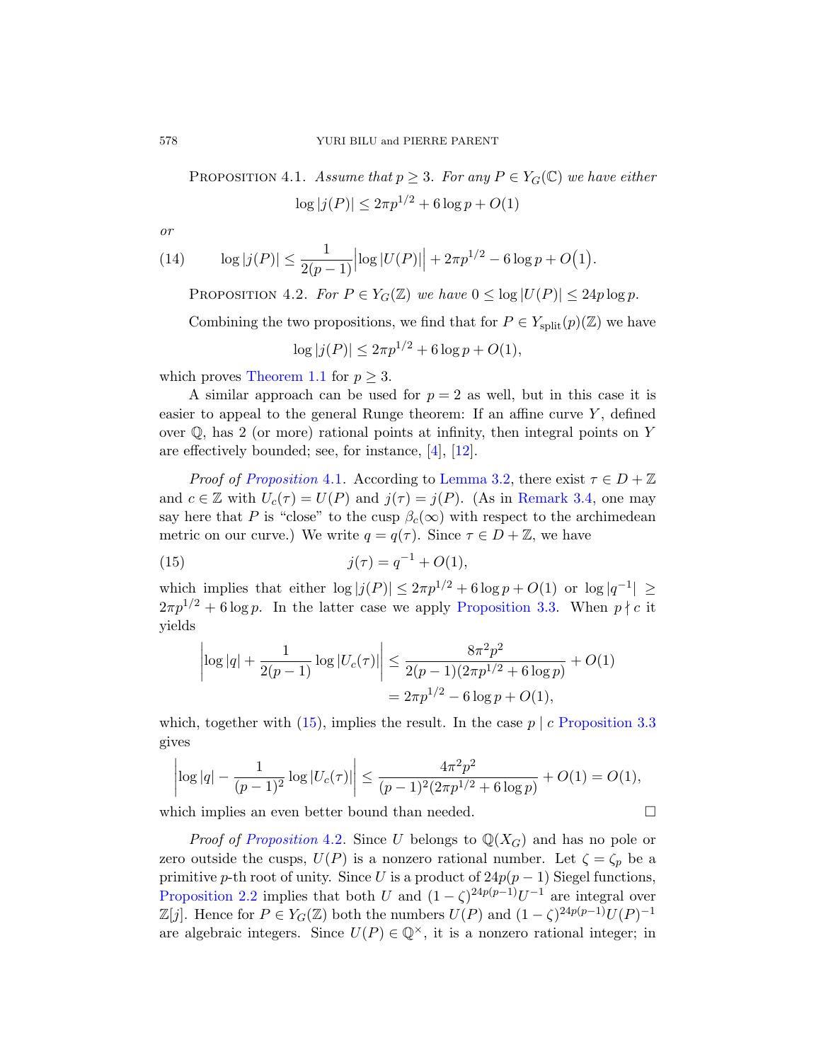**Proposition 4.1.** *Assume that $p \geq 3$. For any $P \in Y_G(\mathbb{C})$ we have either*

$$\log |j(P)| \leq 2\pi p^{1/2} + 6\log p + O(1)$$

*or*

$$\log |j(P)| \leq \frac{1}{2(p-1)}\Big|\log |U(P)|\Big| + 2\pi p^{1/2} - 6\log p + O\big(1\big). \tag{14}$$

**Proposition 4.2.** *For $P \in Y_G(\mathbb{Z})$ we have $0 \leq \log |U(P)| \leq 24p\log p$.*

Combining the two propositions, we find that for $P \in Y_{\mathrm{split}}(p)(\mathbb{Z})$ we have

$$\log |j(P)| \leq 2\pi p^{1/2} + 6\log p + O(1),$$

which proves Theorem 1.1 for $p \geq 3$.

A similar approach can be used for $p = 2$ as well, but in this case it is easier to appeal to the general Runge theorem: If an affine curve $Y$, defined over $\mathbb{Q}$, has 2 (or more) rational points at infinity, then integral points on $Y$ are effectively bounded; see, for instance, [4], [12].

*Proof of Proposition 4.1.* According to Lemma 3.2, there exist $\tau \in D + \mathbb{Z}$ and $c \in \mathbb{Z}$ with $U_c(\tau) = U(P)$ and $j(\tau) = j(P)$. (As in Remark 3.4, one may say here that $P$ is "close" to the cusp $\beta_c(\infty)$ with respect to the archimedean metric on our curve.) We write $q = q(\tau)$. Since $\tau \in D + \mathbb{Z}$, we have

$$j(\tau) = q^{-1} + O(1), \tag{15}$$

which implies that either $\log |j(P)| \leq 2\pi p^{1/2} + 6\log p + O(1)$ or $\log |q^{-1}| \geq 2\pi p^{1/2} + 6\log p$. In the latter case we apply Proposition 3.3. When $p \nmid c$ it yields

$$\begin{aligned}\left|\log |q| + \frac{1}{2(p-1)}\log |U_c(\tau)|\right| &\leq \frac{8\pi^2 p^2}{2(p-1)(2\pi p^{1/2} + 6\log p)} + O(1)\\ &= 2\pi p^{1/2} - 6\log p + O(1),\end{aligned}$$

which, together with (15), implies the result. In the case $p \mid c$ Proposition 3.3 gives

$$\left|\log |q| - \frac{1}{(p-1)^2}\log |U_c(\tau)|\right| \leq \frac{4\pi^2 p^2}{(p-1)^2(2\pi p^{1/2} + 6\log p)} + O(1) = O(1),$$

which implies an even better bound than needed. $\square$

*Proof of Proposition 4.2.* Since $U$ belongs to $\mathbb{Q}(X_G)$ and has no pole or zero outside the cusps, $U(P)$ is a nonzero rational number. Let $\zeta = \zeta_p$ be a primitive $p$-th root of unity. Since $U$ is a product of $24p(p-1)$ Siegel functions, Proposition 2.2 implies that both $U$ and $(1-\zeta)^{24p(p-1)}U^{-1}$ are integral over $\mathbb{Z}[j]$. Hence for $P \in Y_G(\mathbb{Z})$ both the numbers $U(P)$ and $(1-\zeta)^{24p(p-1)}U(P)^{-1}$ are algebraic integers. Since $U(P) \in \mathbb{Q}^\times$, it is a nonzero rational integer; in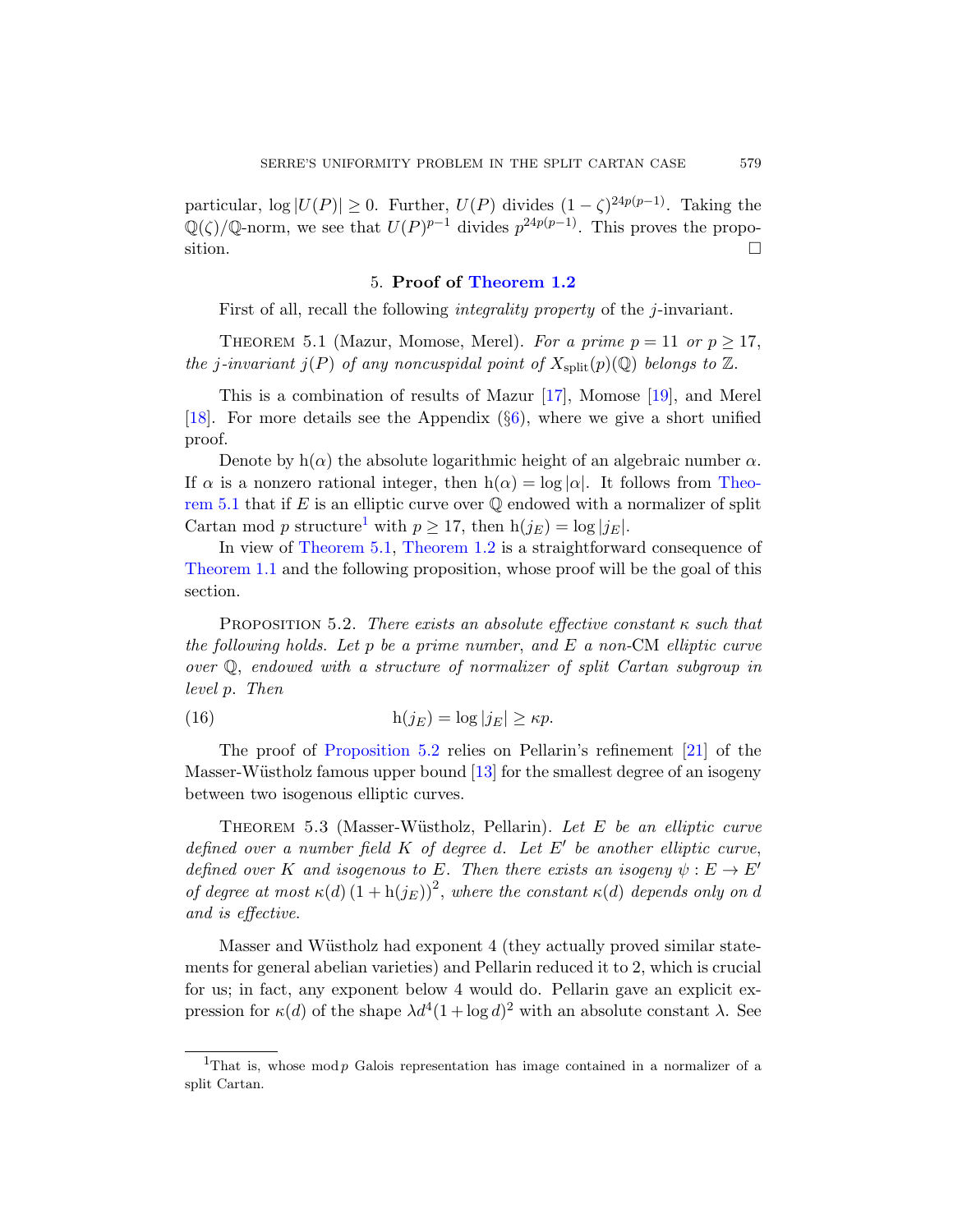particular, $\log|U(P)| \geq 0$. Further, $U(P)$ divides $(1-\zeta)^{24p(p-1)}$. Taking the $\mathbb{Q}(\zeta)/\mathbb{Q}$-norm, we see that $U(P)^{p-1}$ divides $p^{24p(p-1)}$. This proves the proposition. □

## 5. Proof of Theorem 1.2

First of all, recall the following *integrality property* of the $j$-invariant.

Theorem 5.1 (Mazur, Momose, Merel). *For a prime $p = 11$ or $p \geq 17$, the $j$-invariant $j(P)$ of any noncuspidal point of $X_{\mathrm{split}}(p)(\mathbb{Q})$ belongs to $\mathbb{Z}$.*

This is a combination of results of Mazur [17], Momose [19], and Merel [18]. For more details see the Appendix (§6), where we give a short unified proof.

Denote by $\mathrm{h}(\alpha)$ the absolute logarithmic height of an algebraic number $\alpha$. If $\alpha$ is a nonzero rational integer, then $\mathrm{h}(\alpha) = \log|\alpha|$. It follows from Theorem 5.1 that if $E$ is an elliptic curve over $\mathbb{Q}$ endowed with a normalizer of split Cartan mod $p$ structure[1] with $p \geq 17$, then $\mathrm{h}(j_E) = \log|j_E|$.

In view of Theorem 5.1, Theorem 1.2 is a straightforward consequence of Theorem 1.1 and the following proposition, whose proof will be the goal of this section.

Proposition 5.2. *There exists an absolute effective constant $\kappa$ such that the following holds. Let $p$ be a prime number, and $E$ a non-*CM *elliptic curve over $\mathbb{Q}$, endowed with a structure of normalizer of split Cartan subgroup in level $p$. Then*

$$\mathrm{h}(j_E) = \log|j_E| \geq \kappa p. \tag{16}$$

The proof of Proposition 5.2 relies on Pellarin's refinement [21] of the Masser-Wüstholz famous upper bound [13] for the smallest degree of an isogeny between two isogenous elliptic curves.

Theorem 5.3 (Masser-Wüstholz, Pellarin). *Let $E$ be an elliptic curve defined over a number field $K$ of degree $d$. Let $E'$ be another elliptic curve, defined over $K$ and isogenous to $E$. Then there exists an isogeny $\psi : E \to E'$ of degree at most $\kappa(d)\left(1 + \mathrm{h}(j_E)\right)^2$, where the constant $\kappa(d)$ depends only on $d$ and is effective.*

Masser and Wüstholz had exponent 4 (they actually proved similar statements for general abelian varieties) and Pellarin reduced it to 2, which is crucial for us; in fact, any exponent below 4 would do. Pellarin gave an explicit expression for $\kappa(d)$ of the shape $\lambda d^4(1+\log d)^2$ with an absolute constant $\lambda$. See

[1] That is, whose mod $p$ Galois representation has image contained in a normalizer of a split Cartan.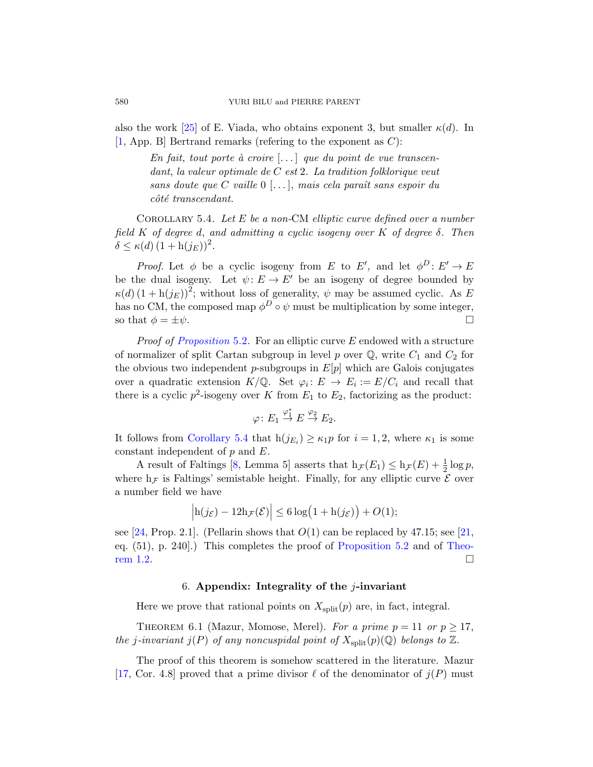also the work [25] of E. Viada, who obtains exponent 3, but smaller $\kappa(d)$. In [1, App. B] Bertrand remarks (refering to the exponent as $C$):

> *En fait, tout porte à croire [...] que du point de vue transcendant, la valeur optimale de $C$ est 2. La tradition folklorique veut sans doute que $C$ vaille 0 [...], mais cela paraît sans espoir du côté transcendant.*

Corollary 5.4. *Let $E$ be a non-CM elliptic curve defined over a number field $K$ of degree $d$, and admitting a cyclic isogeny over $K$ of degree $\delta$. Then $\delta \leq \kappa(d)\,(1+\mathrm{h}(j_E))^2$.*

*Proof.* Let $\phi$ be a cyclic isogeny from $E$ to $E'$, and let $\phi^D\colon E' \to E$ be the dual isogeny. Let $\psi\colon E \to E'$ be an isogeny of degree bounded by $\kappa(d)\,(1+\mathrm{h}(j_E))^2$; without loss of generality, $\psi$ may be assumed cyclic. As $E$ has no CM, the composed map $\phi^D \circ \psi$ must be multiplication by some integer, so that $\phi = \pm\psi$. □

*Proof of Proposition 5.2.* For an elliptic curve $E$ endowed with a structure of normalizer of split Cartan subgroup in level $p$ over $\mathbb{Q}$, write $C_1$ and $C_2$ for the obvious two independent $p$-subgroups in $E[p]$ which are Galois conjugates over a quadratic extension $K/\mathbb{Q}$. Set $\varphi_i\colon E \to E_i := E/C_i$ and recall that there is a cyclic $p^2$-isogeny over $K$ from $E_1$ to $E_2$, factorizing as the product:

$$\varphi\colon E_1 \stackrel{\varphi_1^*}{\to} E \stackrel{\varphi_2}{\to} E_2.$$

It follows from Corollary 5.4 that $\mathrm{h}(j_{E_i}) \geq \kappa_1 p$ for $i=1,2$, where $\kappa_1$ is some constant independent of $p$ and $E$.

A result of Faltings [8, Lemma 5] asserts that $\mathrm{h}_{\mathcal{F}}(E_1) \leq \mathrm{h}_{\mathcal{F}}(E) + \frac{1}{2}\log p$, where $\mathrm{h}_{\mathcal{F}}$ is Faltings' semistable height. Finally, for any elliptic curve $\mathcal{E}$ over a number field we have

$$\left|\mathrm{h}(j_{\mathcal{E}}) - 12\mathrm{h}_{\mathcal{F}}(\mathcal{E})\right| \leq 6\log\bigl(1+\mathrm{h}(j_{\mathcal{E}})\bigr) + O(1);$$

see [24, Prop. 2.1]. (Pellarin shows that $O(1)$ can be replaced by 47.15; see [21, eq. (51), p. 240].) This completes the proof of Proposition 5.2 and of Theorem 1.2. □

## 6. Appendix: Integrality of the $j$-invariant

Here we prove that rational points on $X_{\mathrm{split}}(p)$ are, in fact, integral.

Theorem 6.1 (Mazur, Momose, Merel). *For a prime $p = 11$ or $p \geq 17$, the $j$-invariant $j(P)$ of any noncuspidal point of $X_{\mathrm{split}}(p)(\mathbb{Q})$ belongs to $\mathbb{Z}$.*

The proof of this theorem is somehow scattered in the literature. Mazur [17, Cor. 4.8] proved that a prime divisor $\ell$ of the denominator of $j(P)$ must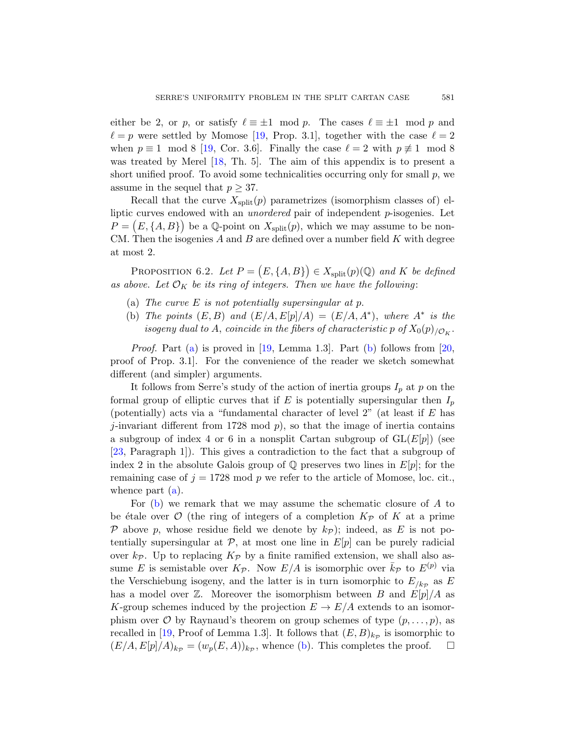either be 2, or $p$, or satisfy $\ell \equiv \pm 1 \mod p$. The cases $\ell \equiv \pm 1 \mod p$ and $\ell = p$ were settled by Momose [19, Prop. 3.1], together with the case $\ell = 2$ when $p \equiv 1 \mod 8$ [19, Cor. 3.6]. Finally the case $\ell = 2$ with $p \not\equiv 1 \mod 8$ was treated by Merel [18, Th. 5]. The aim of this appendix is to present a short unified proof. To avoid some technicalities occurring only for small $p$, we assume in the sequel that $p \geq 37$.

Recall that the curve $X_{\mathrm{split}}(p)$ parametrizes (isomorphism classes of) elliptic curves endowed with an *unordered* pair of independent $p$-isogenies. Let $P = \big(E, \{A, B\}\big)$ be a $\mathbb{Q}$-point on $X_{\mathrm{split}}(p)$, which we may assume to be non-CM. Then the isogenies $A$ and $B$ are defined over a number field $K$ with degree at most 2.

PROPOSITION 6.2. *Let $P = \big(E, \{A, B\}\big) \in X_{\mathrm{split}}(p)(\mathbb{Q})$ and $K$ be defined as above. Let $\mathcal{O}_K$ be its ring of integers. Then we have the following*:

- (a) *The curve $E$ is not potentially supersingular at $p$.*
- (b) *The points $(E, B)$ and $(E/A, E[p]/A) = (E/A, A^*)$, where $A^*$ is the isogeny dual to $A$, coincide in the fibers of characteristic $p$ of $X_0(p)_{/\mathcal{O}_K}$.*

*Proof.* Part (a) is proved in [19, Lemma 1.3]. Part (b) follows from [20, proof of Prop. 3.1]. For the convenience of the reader we sketch somewhat different (and simpler) arguments.

It follows from Serre's study of the action of inertia groups $I_p$ at $p$ on the formal group of elliptic curves that if $E$ is potentially supersingular then $I_p$ (potentially) acts via a "fundamental character of level 2" (at least if $E$ has $j$-invariant different from 1728 mod $p$), so that the image of inertia contains a subgroup of index 4 or 6 in a nonsplit Cartan subgroup of $\mathrm{GL}(E[p])$ (see [23, Paragraph 1]). This gives a contradiction to the fact that a subgroup of index 2 in the absolute Galois group of $\mathbb{Q}$ preserves two lines in $E[p]$; for the remaining case of $j = 1728$ mod $p$ we refer to the article of Momose, loc. cit., whence part (a).

For (b) we remark that we may assume the schematic closure of $A$ to be étale over $\mathcal{O}$ (the ring of integers of a completion $K_{\mathcal{P}}$ of $K$ at a prime $\mathcal{P}$ above $p$, whose residue field we denote by $k_{\mathcal{P}}$); indeed, as $E$ is not potentially supersingular at $\mathcal{P}$, at most one line in $E[p]$ can be purely radicial over $k_{\mathcal{P}}$. Up to replacing $K_{\mathcal{P}}$ by a finite ramified extension, we shall also assume $E$ is semistable over $K_{\mathcal{P}}$. Now $E/A$ is isomorphic over $\bar{k}_{\mathcal{P}}$ to $E^{(p)}$ via the Verschiebung isogeny, and the latter is in turn isomorphic to $E_{/k_{\mathcal{P}}}$ as $E$ has a model over $\mathbb{Z}$. Moreover the isomorphism between $B$ and $E[p]/A$ as $K$-group schemes induced by the projection $E \to E/A$ extends to an isomorphism over $\mathcal{O}$ by Raynaud's theorem on group schemes of type $(p, \ldots, p)$, as recalled in [19, Proof of Lemma 1.3]. It follows that $(E, B)_{k_{\mathcal{P}}}$ is isomorphic to $(E/A, E[p]/A)_{k_{\mathcal{P}}} = (w_p(E, A))_{k_{\mathcal{P}}}$, whence (b). This completes the proof. $\square$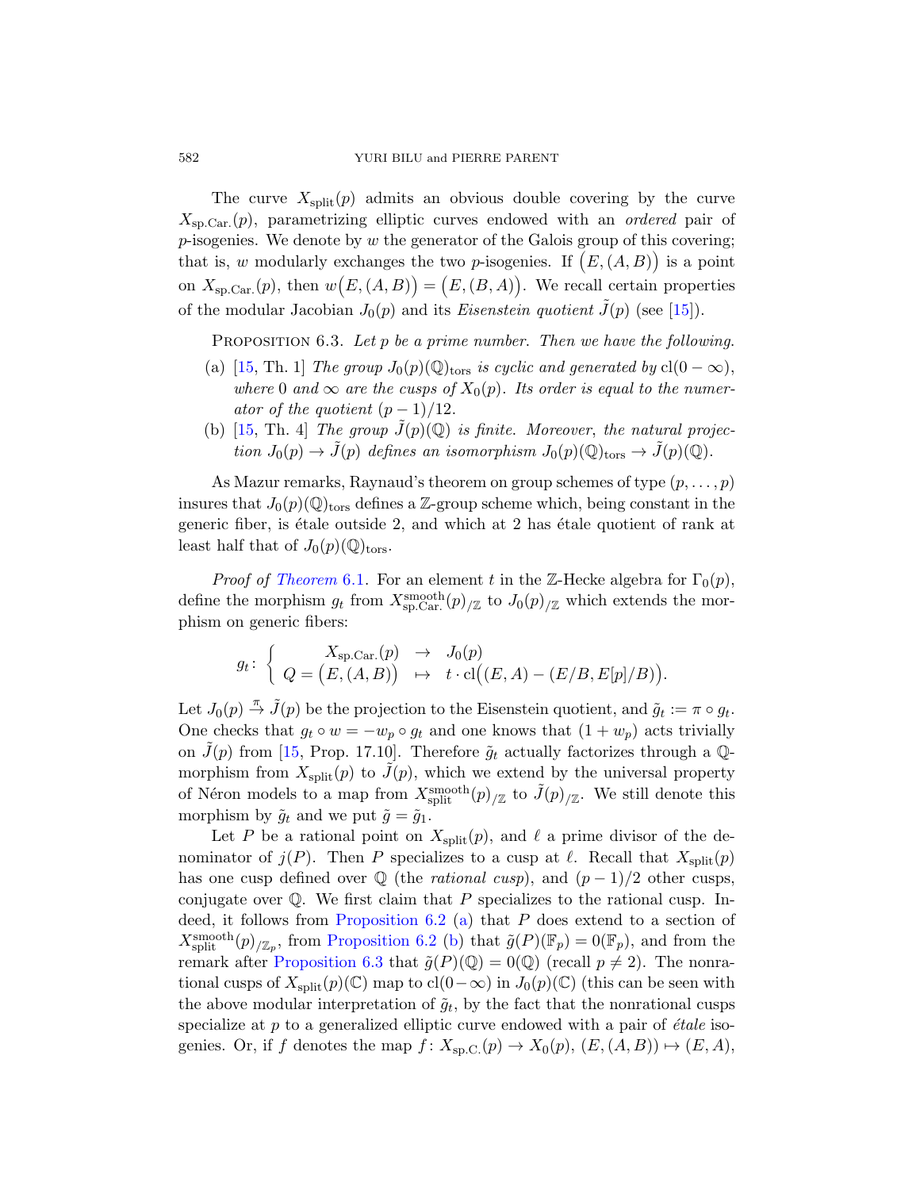The curve $X_{\text{split}}(p)$ admits an obvious double covering by the curve $X_{\text{sp.Car.}}(p)$, parametrizing elliptic curves endowed with an *ordered* pair of $p$-isogenies. We denote by $w$ the generator of the Galois group of this covering; that is, $w$ modularly exchanges the two $p$-isogenies. If $\big(E,(A,B)\big)$ is a point on $X_{\text{sp.Car.}}(p)$, then $w\big(E,(A,B)\big)=\big(E,(B,A)\big)$. We recall certain properties of the modular Jacobian $J_0(p)$ and its *Eisenstein quotient* $\tilde{J}(p)$ (see [15]).

PROPOSITION 6.3. *Let $p$ be a prime number. Then we have the following.*

(a) [15, Th. 1] *The group $J_0(p)(\mathbb{Q})_{\text{tors}}$ is cyclic and generated by* $\text{cl}(0-\infty)$, *where $0$ and $\infty$ are the cusps of $X_0(p)$. Its order is equal to the numerator of the quotient $(p-1)/12$.*

(b) [15, Th. 4] *The group $\tilde{J}(p)(\mathbb{Q})$ is finite. Moreover, the natural projection $J_0(p)\to\tilde{J}(p)$ defines an isomorphism $J_0(p)(\mathbb{Q})_{\text{tors}}\to\tilde{J}(p)(\mathbb{Q})$.*

As Mazur remarks, Raynaud's theorem on group schemes of type $(p,\dots,p)$ insures that $J_0(p)(\mathbb{Q})_{\text{tors}}$ defines a $\mathbb{Z}$-group scheme which, being constant in the generic fiber, is étale outside 2, and which at 2 has étale quotient of rank at least half that of $J_0(p)(\mathbb{Q})_{\text{tors}}$.

*Proof of Theorem 6.1.* For an element $t$ in the $\mathbb{Z}$-Hecke algebra for $\Gamma_0(p)$, define the morphism $g_t$ from $X^{\text{smooth}}_{\text{sp.Car.}}(p)_{/\mathbb{Z}}$ to $J_0(p)_{/\mathbb{Z}}$ which extends the morphism on generic fibers:

$$g_t\colon \left\{\begin{array}{rcl} X_{\text{sp.Car.}}(p) & \to & J_0(p)\\ Q=\big(E,(A,B)\big) & \mapsto & t\cdot\text{cl}\big((E,A)-(E/B,E[p]/B)\big).\end{array}\right.$$

Let $J_0(p)\overset{\pi}{\to}\tilde{J}(p)$ be the projection to the Eisenstein quotient, and $\tilde{g}_t:=\pi\circ g_t$. One checks that $g_t\circ w=-w_p\circ g_t$ and one knows that $(1+w_p)$ acts trivially on $\tilde{J}(p)$ from [15, Prop. 17.10]. Therefore $\tilde{g}_t$ actually factorizes through a $\mathbb{Q}$-morphism from $X_{\text{split}}(p)$ to $\tilde{J}(p)$, which we extend by the universal property of Néron models to a map from $X^{\text{smooth}}_{\text{split}}(p)_{/\mathbb{Z}}$ to $\tilde{J}(p)_{/\mathbb{Z}}$. We still denote this morphism by $\tilde{g}_t$ and we put $\tilde{g}=\tilde{g}_1$.

Let $P$ be a rational point on $X_{\text{split}}(p)$, and $\ell$ a prime divisor of the denominator of $j(P)$. Then $P$ specializes to a cusp at $\ell$. Recall that $X_{\text{split}}(p)$ has one cusp defined over $\mathbb{Q}$ (the *rational cusp*), and $(p-1)/2$ other cusps, conjugate over $\mathbb{Q}$. We first claim that $P$ specializes to the rational cusp. Indeed, it follows from Proposition 6.2 (a) that $P$ does extend to a section of $X^{\text{smooth}}_{\text{split}}(p)_{/\mathbb{Z}_p}$, from Proposition 6.2 (b) that $\tilde{g}(P)(\mathbb{F}_p)=0(\mathbb{F}_p)$, and from the remark after Proposition 6.3 that $\tilde{g}(P)(\mathbb{Q})=0(\mathbb{Q})$ (recall $p\neq 2$). The nonrational cusps of $X_{\text{split}}(p)(\mathbb{C})$ map to $\text{cl}(0-\infty)$ in $J_0(p)(\mathbb{C})$ (this can be seen with the above modular interpretation of $\tilde{g}_t$, by the fact that the nonrational cusps specialize at $p$ to a generalized elliptic curve endowed with a pair of *étale* isogenies. Or, if $f$ denotes the map $f\colon X_{\text{sp.C.}}(p)\to X_0(p)$, $(E,(A,B))\mapsto(E,A)$,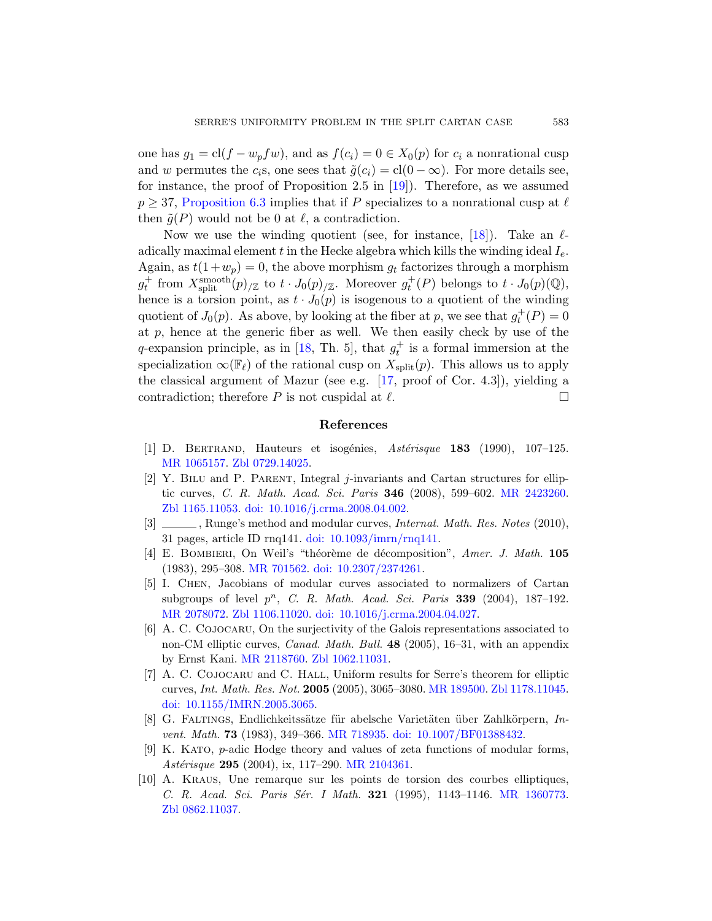one has $g_1 = \mathrm{cl}(f - w_p f w)$, and as $f(c_i) = 0 \in X_0(p)$ for $c_i$ a nonrational cusp and $w$ permutes the $c_i$s, one sees that $\tilde{g}(c_i) = \mathrm{cl}(0 - \infty)$. For more details see, for instance, the proof of Proposition 2.5 in [19]). Therefore, as we assumed $p \geq 37$, Proposition 6.3 implies that if $P$ specializes to a nonrational cusp at $\ell$ then $\tilde{g}(P)$ would not be 0 at $\ell$, a contradiction.

Now we use the winding quotient (see, for instance, [18]). Take an $\ell$-adically maximal element $t$ in the Hecke algebra which kills the winding ideal $I_e$. Again, as $t(1 + w_p) = 0$, the above morphism $g_t$ factorizes through a morphism $g_t^+$ from $X_{\mathrm{split}}^{\mathrm{smooth}}(p)_{/\mathbb{Z}}$ to $t \cdot J_0(p)_{/\mathbb{Z}}$. Moreover $g_t^+(P)$ belongs to $t \cdot J_0(p)(\mathbb{Q})$, hence is a torsion point, as $t \cdot J_0(p)$ is isogenous to a quotient of the winding quotient of $J_0(p)$. As above, by looking at the fiber at $p$, we see that $g_t^+(P) = 0$ at $p$, hence at the generic fiber as well. We then easily check by use of the $q$-expansion principle, as in [18, Th. 5], that $g_t^+$ is a formal immersion at the specialization $\infty(\mathbb{F}_\ell)$ of the rational cusp on $X_{\mathrm{split}}(p)$. This allows us to apply the classical argument of Mazur (see e.g. [17, proof of Cor. 4.3]), yielding a contradiction; therefore $P$ is not cuspidal at $\ell$. □

## References

[1] D. Bertrand, Hauteurs et isogénies, *Astérisque* **183** (1990), 107–125. MR 1065157. Zbl 0729.14025.

[2] Y. Bilu and P. Parent, Integral $j$-invariants and Cartan structures for elliptic curves, *C. R. Math. Acad. Sci. Paris* **346** (2008), 599–602. MR 2423260. Zbl 1165.11053. doi: 10.1016/j.crma.2008.04.002.

[3] ———, Runge's method and modular curves, *Internat. Math. Res. Notes* (2010), 31 pages, article ID rnq141. doi: 10.1093/imrn/rnq141.

[4] E. Bombieri, On Weil's "théorème de décomposition", *Amer. J. Math.* **105** (1983), 295–308. MR 701562. doi: 10.2307/2374261.

[5] I. Chen, Jacobians of modular curves associated to normalizers of Cartan subgroups of level $p^n$, *C. R. Math. Acad. Sci. Paris* **339** (2004), 187–192. MR 2078072. Zbl 1106.11020. doi: 10.1016/j.crma.2004.04.027.

[6] A. C. Cojocaru, On the surjectivity of the Galois representations associated to non-CM elliptic curves, *Canad. Math. Bull.* **48** (2005), 16–31, with an appendix by Ernst Kani. MR 2118760. Zbl 1062.11031.

[7] A. C. Cojocaru and C. Hall, Uniform results for Serre's theorem for elliptic curves, *Int. Math. Res. Not.* **2005** (2005), 3065–3080. MR 189500. Zbl 1178.11045. doi: 10.1155/IMRN.2005.3065.

[8] G. Faltings, Endlichkeitssätze für abelsche Varietäten über Zahlkörpern, *Invent. Math.* **73** (1983), 349–366. MR 718935. doi: 10.1007/BF01388432.

[9] K. Kato, $p$-adic Hodge theory and values of zeta functions of modular forms, *Astérisque* **295** (2004), ix, 117–290. MR 2104361.

[10] A. Kraus, Une remarque sur les points de torsion des courbes elliptiques, *C. R. Acad. Sci. Paris Sér. I Math.* **321** (1995), 1143–1146. MR 1360773. Zbl 0862.11037.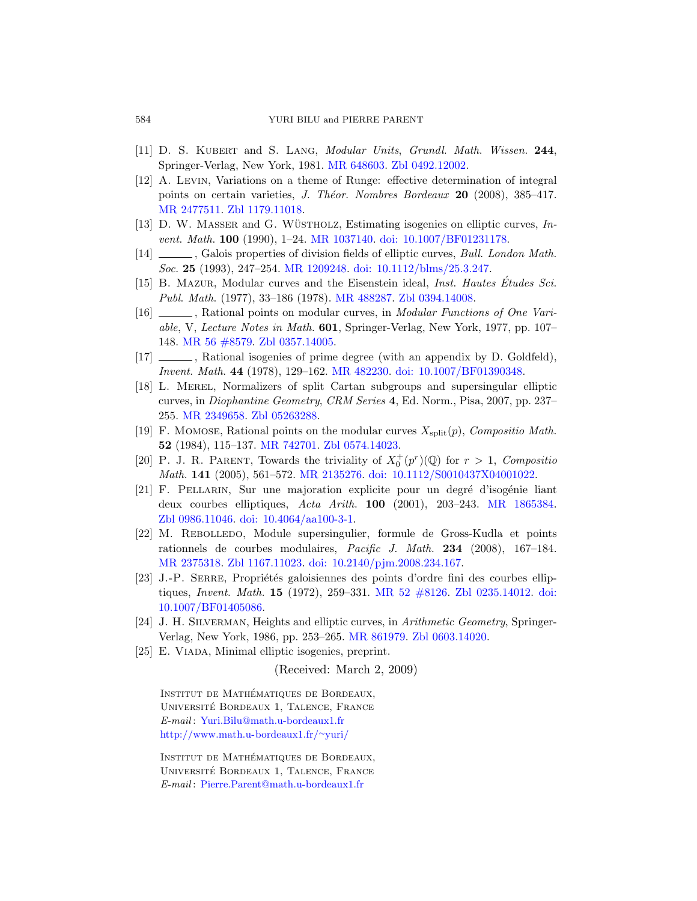[11] D. S. Kubert and S. Lang, *Modular Units*, *Grundl. Math. Wissen.* **244**, Springer-Verlag, New York, 1981. MR 648603. Zbl 0492.12002.

[12] A. Levin, Variations on a theme of Runge: effective determination of integral points on certain varieties, *J. Théor. Nombres Bordeaux* **20** (2008), 385–417. MR 2477511. Zbl 1179.11018.

[13] D. W. Masser and G. Wüstholz, Estimating isogenies on elliptic curves, *Invent. Math.* **100** (1990), 1–24. MR 1037140. doi: 10.1007/BF01231178.

[14] ______, Galois properties of division fields of elliptic curves, *Bull. London Math. Soc.* **25** (1993), 247–254. MR 1209248. doi: 10.1112/blms/25.3.247.

[15] B. Mazur, Modular curves and the Eisenstein ideal, *Inst. Hautes Études Sci. Publ. Math.* (1977), 33–186 (1978). MR 488287. Zbl 0394.14008.

[16] ______, Rational points on modular curves, in *Modular Functions of One Variable*, V, *Lecture Notes in Math.* **601**, Springer-Verlag, New York, 1977, pp. 107–148. MR 56 #8579. Zbl 0357.14005.

[17] ______, Rational isogenies of prime degree (with an appendix by D. Goldfeld), *Invent. Math.* **44** (1978), 129–162. MR 482230. doi: 10.1007/BF01390348.

[18] L. Merel, Normalizers of split Cartan subgroups and supersingular elliptic curves, in *Diophantine Geometry*, *CRM Series* **4**, Ed. Norm., Pisa, 2007, pp. 237–255. MR 2349658. Zbl 05263288.

[19] F. Momose, Rational points on the modular curves $X_{\mathrm{split}}(p)$, *Compositio Math.* **52** (1984), 115–137. MR 742701. Zbl 0574.14023.

[20] P. J. R. Parent, Towards the triviality of $X_0^+(p^r)(\mathbb{Q})$ for $r > 1$, *Compositio Math.* **141** (2005), 561–572. MR 2135276. doi: 10.1112/S0010437X04001022.

[21] F. Pellarin, Sur une majoration explicite pour un degré d'isogénie liant deux courbes elliptiques, *Acta Arith.* **100** (2001), 203–243. MR 1865384. Zbl 0986.11046. doi: 10.4064/aa100-3-1.

[22] M. Rebolledo, Module supersingulier, formule de Gross-Kudla et points rationnels de courbes modulaires, *Pacific J. Math.* **234** (2008), 167–184. MR 2375318. Zbl 1167.11023. doi: 10.2140/pjm.2008.234.167.

[23] J.-P. Serre, Propriétés galoisiennes des points d'ordre fini des courbes elliptiques, *Invent. Math.* **15** (1972), 259–331. MR 52 #8126. Zbl 0235.14012. doi: 10.1007/BF01405086.

[24] J. H. Silverman, Heights and elliptic curves, in *Arithmetic Geometry*, Springer-Verlag, New York, 1986, pp. 253–265. MR 861979. Zbl 0603.14020.

[25] E. Viada, Minimal elliptic isogenies, preprint.

(Received: March 2, 2009)

Institut de Mathématiques de Bordeaux,
Université Bordeaux 1, Talence, France
*E-mail*: Yuri.Bilu@math.u-bordeaux1.fr
http://www.math.u-bordeaux1.fr/~yuri/

Institut de Mathématiques de Bordeaux,
Université Bordeaux 1, Talence, France
*E-mail*: Pierre.Parent@math.u-bordeaux1.fr